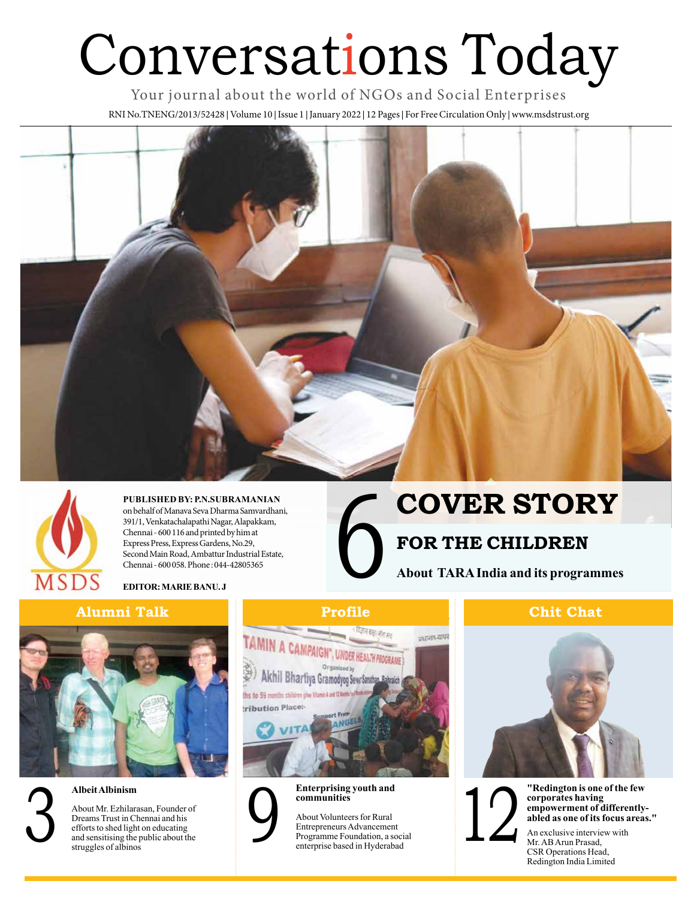# Conversations Today

Your journal about the world of NGOs and Social Enterprises

RNI No.TNENG/2013/52428 | Volume 10 | Issue 1 | January 2022 | 12 Pages | For Free Circulation Only | www.msdstrust.org

MSDS

**PUBLISHED BY: P.N.SUBRAMANIAN** on behalf of Manava Seva Dharma Samvardhani, 391/1, Venkatachalapathi Nagar, Alapakkam, Chennai - 600 116 and printed by him at Express Press, Express Gardens, No.29, Second Main Road, Ambattur Industrial Estate, Chennai - 600 058. Phone : 044-42805365

**EDITOR: MARIE BANU. J**

## 6 COVER STORY

### FOR THE CHILDREN

**About TARA India and its programmes**

## Alumni Talk

### 3 Albeit Albinism

About Mr. Ezhilarasan, Founder of Dreams Trust in Chennai and his efforts to shed light on educating and sensitising the public about the struggles of albinos

## Profile

### 9 Enterprising youth and communities

About Volunteers for Rural Entrepreneurs Advancement Programme Foundation, a social enterprise based in Hyderabad

## Chit Chat

### 12 "Redington is one of the few corporates having empowerment of differently-abled as one of its focus areas."

An exclusive interview with Mr. AB Arun Prasad, CSR Operations Head, Redington India Limited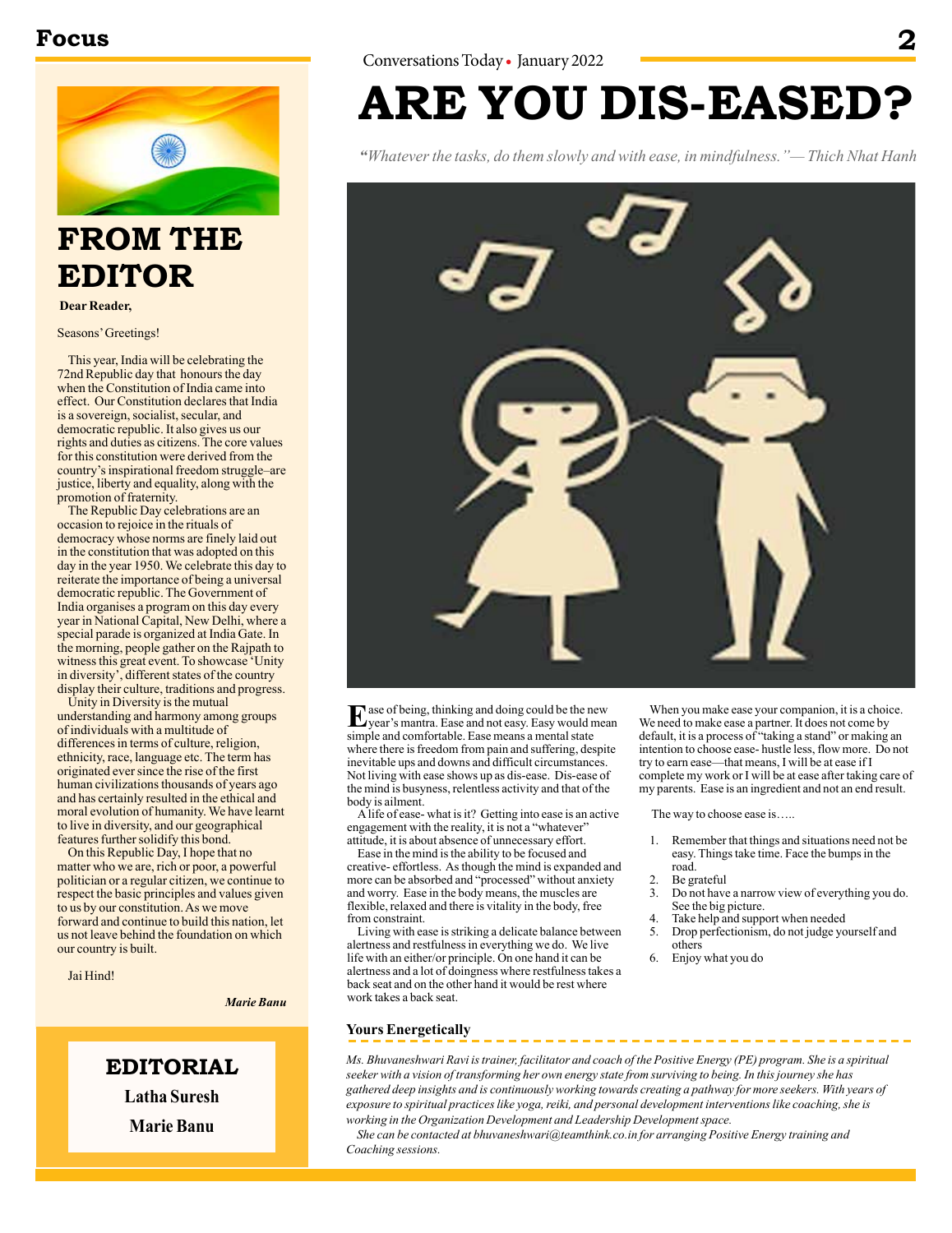# FROM THE EDITOR

**Dear Reader,**

Seasons' Greetings!

This year, India will be celebrating the 72nd Republic day that honours the day when the Constitution of India came into effect. Our Constitution declares that India is a sovereign, socialist, secular, and democratic republic. It also gives us our rights and duties as citizens. The core values for this constitution were derived from the country's inspirational freedom struggle–are justice, liberty and equality, along with the promotion of fraternity.

The Republic Day celebrations are an occasion to rejoice in the rituals of democracy whose norms are finely laid out in the constitution that was adopted on this day in the year 1950. We celebrate this day to reiterate the importance of being a universal democratic republic. The Government of India organises a program on this day every year in National Capital, New Delhi, where a special parade is organized at India Gate. In the morning, people gather on the Rajpath to witness this great event. To showcase 'Unity in diversity', different states of the country display their culture, traditions and progress.

Unity in Diversity is the mutual understanding and harmony among groups of individuals with a multitude of differences in terms of culture, religion, ethnicity, race, language etc. The term has originated ever since the rise of the first human civilizations thousands of years ago and has certainly resulted in the ethical and moral evolution of humanity. We have learnt to live in diversity, and our geographical features further solidify this bond.

On this Republic Day, I hope that no matter who we are, rich or poor, a powerful politician or a regular citizen, we continue to respect the basic principles and values given to us by our constitution. As we move forward and continue to build this nation, let us not leave behind the foundation on which our country is built.

Jai Hind!

*Marie Banu*

## EDITORIAL

**Latha Suresh**

**Marie Banu**

# ARE YOU DIS-EASED?

*"Whatever the tasks, do them slowly and with ease, in mindfulness." — Thich Nhat Hanh*

Ease of being, thinking and doing could be the new year's mantra. Ease and not easy. Easy would mean simple and comfortable. Ease means a mental state where there is freedom from pain and suffering, despite inevitable ups and downs and difficult circumstances. Not living with ease shows up as dis-ease. Dis-ease of the mind is busyness, relentless activity and that of the body is ailment.

A life of ease- what is it? Getting into ease is an active engagement with the reality, it is not a "whatever" attitude, it is about absence of unnecessary effort.

Ease in the mind is the ability to be focused and creative- effortless. As though the mind is expanded and more can be absorbed and "processed" without anxiety and worry. Ease in the body means, the muscles are flexible, relaxed and there is vitality in the body, free from constraint.

Living with ease is striking a delicate balance between alertness and restfulness in everything we do. We live life with an either/or principle. On one hand it can be alertness and a lot of doingness where restfulness takes a back seat and on the other hand it would be rest where work takes a back seat.

When you make ease your companion, it is a choice. We need to make ease a partner. It does not come by default, it is a process of "taking a stand" or making an intention to choose ease- hustle less, flow more. Do not try to earn ease—that means, I will be at ease if I complete my work or I will be at ease after taking care of my parents. Ease is an ingredient and not an end result.

The way to choose ease is…..

1. Remember that things and situations need not be easy. Things take time. Face the bumps in the road.
2. Be grateful
3. Do not have a narrow view of everything you do. See the big picture.
4. Take help and support when needed
5. Drop perfectionism, do not judge yourself and others
6. Enjoy what you do

**Yours Energetically**

*Ms. Bhuvaneshwari Ravi is trainer, facilitator and coach of the Positive Energy (PE) program. She is a spiritual seeker with a vision of transforming her own energy state from surviving to being. In this journey she has gathered deep insights and is continuously working towards creating a pathway for more seekers. With years of exposure to spiritual practices like yoga, reiki, and personal development interventions like coaching, she is working in the Organization Development and Leadership Development space.*

*She can be contacted at bhuvaneshwari@teamthink.co.in for arranging Positive Energy training and Coaching sessions.*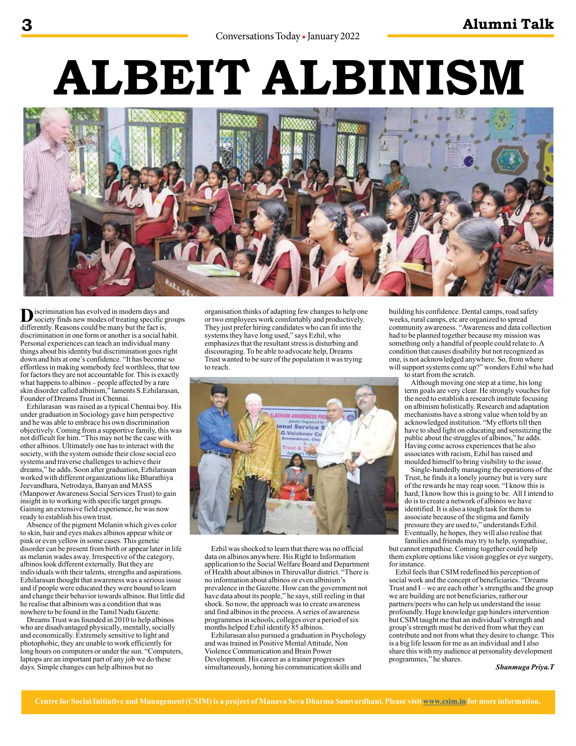# ALBEIT ALBINISM

Discrimination has evolved in modern days and society finds new modes of treating specific groups differently. Reasons could be many but the fact is, discrimination in one form or another is a social habit. Personal experiences can teach an individual many things about his identity but discrimination goes right down and hits at one's confidence. "It has become so effortless in making somebody feel worthless, that too for factors they are not accountable for. This is exactly what happens to albinos – people affected by a rare skin disorder called albinism," laments S.Ezhilarasan, Founder of Dreams Trust in Chennai.

Ezhilarasan was raised as a typical Chennai boy. His under graduation in Sociology gave him perspective and he was able to embrace his own discrimination objectively. Coming from a supportive family, this was not difficult for him. "This may not be the case with other albinos. Ultimately one has to interact with the society, with the system outside their close social eco systems and traverse challenges to achieve their dreams," he adds. Soon after graduation, Ezhilarasan worked with different organizations like Bharathiya Jeevandhara, Netrodaya, Banyan and MASS (Manpower Awareness Social Services Trust) to gain insight in to working with specific target groups. Gaining an extensive field experience, he was now ready to establish his own trust.

Absence of the pigment Melanin which gives color to skin, hair and eyes makes albinos appear white or pink or even yellow in some cases. This genetic disorder can be present from birth or appear later in life as melanin wades away. Irrespective of the category, albinos look different externally. But they are individuals with their talents, strengths and aspirations. Ezhilarasan thought that awareness was a serious issue and if people were educated they were bound to learn and change their behavior towards albinos. But little did he realise that albinism was a condition that was nowhere to be found in the Tamil Nadu Gazette.

Dreams Trust was founded in 2010 to help albinos who are disadvantaged physically, mentally, socially and economically. Extremely sensitive to light and photophobic, they are unable to work efficiently for long hours on computers or under the sun. "Computers, laptops are an important part of any job we do these days. Simple changes can help albinos but no organisation thinks of adapting few changes to help one or two employees work comfortably and productively. They just prefer hiring candidates who can fit into the systems they have long used," says Ezhil, who emphasizes that the resultant stress is disturbing and discouraging. To be able to advocate help, Dreams Trust wanted to be sure of the population it was trying to reach.

Ezhil was shocked to learn that there was no official data on albinos anywhere. His Right to Information application to the Social Welfare Board and Department of Health about albinos in Thiruvallur district. "There is no information about albinos or even albinism's prevalence in the Gazette. How can the government not have data about its people," he says, still reeling in that shock. So now, the approach was to create awareness and find albinos in the process. A series of awareness programmes in schools, colleges over a period of six months helped Ezhil identify 85 albinos.

Ezhilarasan also pursued a graduation in Psychology and was trained in Positive Mental Attitude, Non Violence Communication and Brain Power Development. His career as a trainer progresses simultaneously, honing his communication skills and building his confidence. Dental camps, road safety weeks, rural camps, etc are organized to spread community awareness. "Awareness and data collection had to be planned together because my mission was something only a handful of people could relate to. A condition that causes disability but not recognized as one, is not acknowledged anywhere. So, from where will support systems come up?" wonders Ezhil who had to start from the scratch.

Although moving one step at a time, his long term goals are very clear. He strongly vouches for the need to establish a research institute focusing on albinism holistically. Research and adaptation mechanisms have a strong value when told by an acknowledged institution. "My efforts till then have to shed light on educating and sensitizing the public about the struggles of albinos," he adds. Having come across experiences that he also associates with racism, Ezhil has raised and moulded himself to bring visibility to the issue.

Single-handedly managing the operations of the Trust, he finds it a lonely journey but is very sure of the rewards he may reap soon. "I know this is hard; I know how this is going to be. All I intend to do is to create a network of albinos we have identified. It is also a tough task for them to associate because of the stigma and family pressure they are used to," understands Ezhil. Eventually, he hopes, they will also realise that families and friends may try to help, sympathise, but cannot empathise. Coming together could help them explore options like vision goggles or eye surgery, for instance.

Ezhil feels that CSIM redefined his perception of social work and the concept of beneficiaries. "Dreams Trust and I – we are each other's strengths and the group we are building are not beneficiaries, rather our partners/peers who can help us understand the issue profoundly. Huge knowledge gap hinders intervention but CSIM taught me that an individual's strength and group's strength must be derived from what they can contribute and not from what they desire to change. This is a big life lesson for me as an individual and I also share this with my audience at personality development programmes," he shares.

***Shanmuga Priya.T***

**Centre for Social Initiative and Management (CSIM) is a project of Manava Seva Dharma Samvardhani. Please visit www.csim.in for more information.**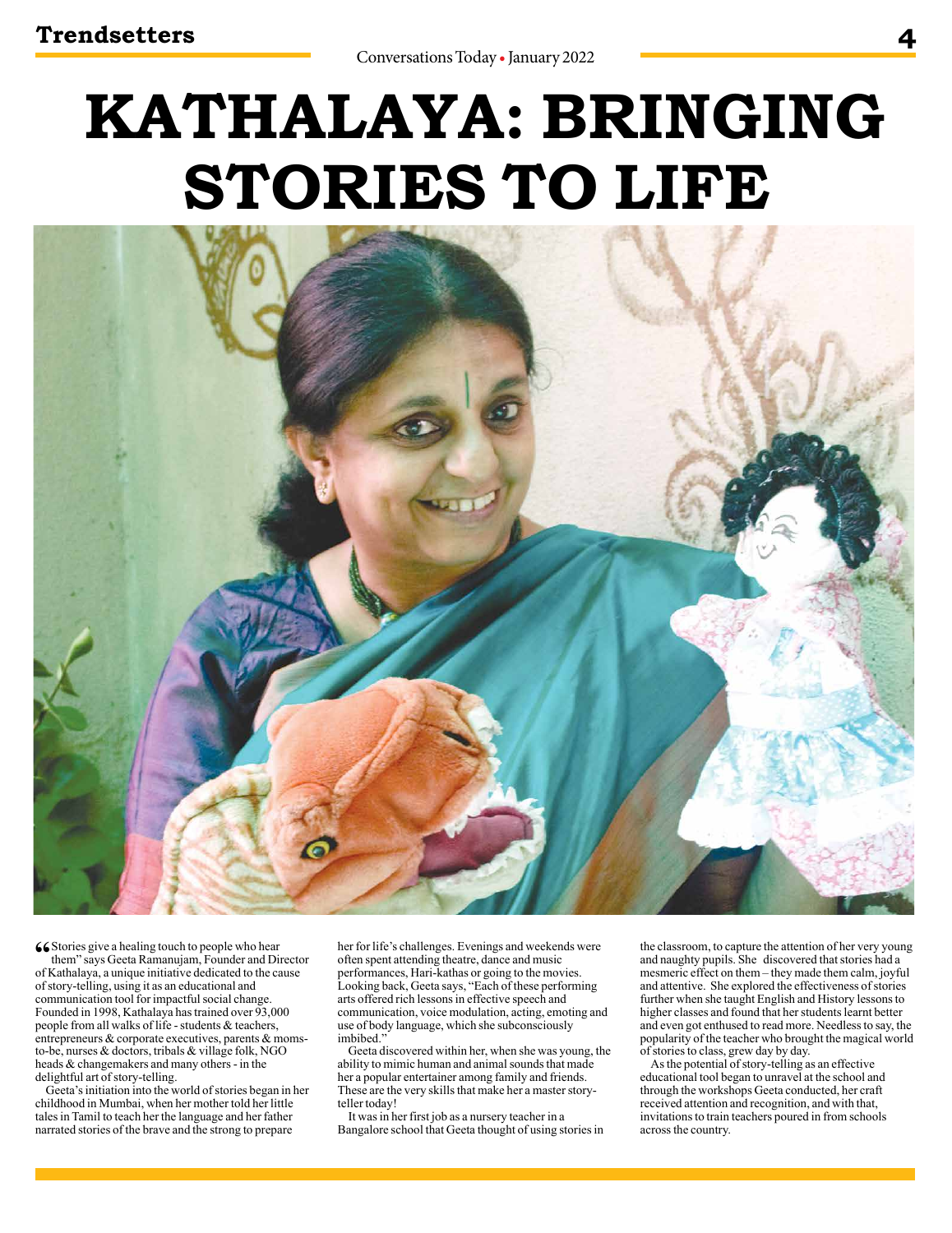# KATHALAYA: BRINGING STORIES TO LIFE

"Stories give a healing touch to people who hear them" says Geeta Ramanujam, Founder and Director of Kathalaya, a unique initiative dedicated to the cause of story-telling, using it as an educational and communication tool for impactful social change. Founded in 1998, Kathalaya has trained over 93,000 people from all walks of life - students & teachers, entrepreneurs & corporate executives, parents & moms-to-be, nurses & doctors, tribals & village folk, NGO heads & changemakers and many others - in the delightful art of story-telling.

Geeta's initiation into the world of stories began in her childhood in Mumbai, when her mother told her little tales in Tamil to teach her the language and her father narrated stories of the brave and the strong to prepare her for life's challenges. Evenings and weekends were often spent attending theatre, dance and music performances, Hari-kathas or going to the movies. Looking back, Geeta says, "Each of these performing arts offered rich lessons in effective speech and communication, voice modulation, acting, emoting and use of body language, which she subconsciously imbibed."

Geeta discovered within her, when she was young, the ability to mimic human and animal sounds that made her a popular entertainer among family and friends. These are the very skills that make her a master story-teller today!

It was in her first job as a nursery teacher in a Bangalore school that Geeta thought of using stories in the classroom, to capture the attention of her very young and naughty pupils. She discovered that stories had a mesmeric effect on them – they made them calm, joyful and attentive. She explored the effectiveness of stories further when she taught English and History lessons to higher classes and found that her students learnt better and even got enthused to read more. Needless to say, the popularity of the teacher who brought the magical world of stories to class, grew day by day.

As the potential of story-telling as an effective educational tool began to unravel at the school and through the workshops Geeta conducted, her craft received attention and recognition, and with that, invitations to train teachers poured in from schools across the country.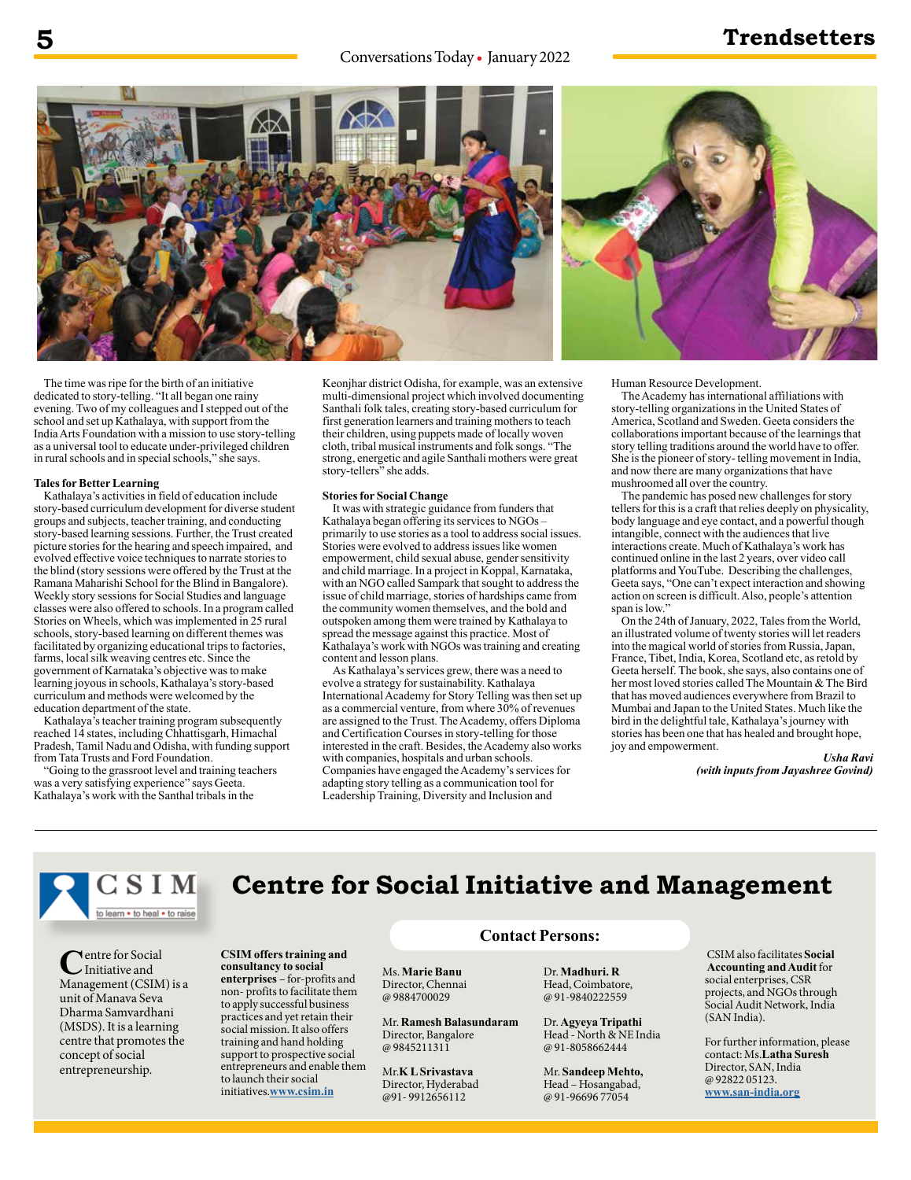The time was ripe for the birth of an initiative dedicated to story-telling. "It all began one rainy evening. Two of my colleagues and I stepped out of the school and set up Kathalaya, with support from the India Arts Foundation with a mission to use story-telling as a universal tool to educate under-privileged children in rural schools and in special schools," she says.

**Tales for Better Learning**

Kathalaya's activities in field of education include story-based curriculum development for diverse student groups and subjects, teacher training, and conducting story-based learning sessions. Further, the Trust created picture stories for the hearing and speech impaired, and evolved effective voice techniques to narrate stories to the blind (story sessions were offered by the Trust at the Ramana Maharishi School for the Blind in Bangalore). Weekly story sessions for Social Studies and language classes were also offered to schools. In a program called Stories on Wheels, which was implemented in 25 rural schools, story-based learning on different themes was facilitated by organizing educational trips to factories, farms, local silk weaving centres etc. Since the government of Karnataka's objective was to make learning joyous in schools, Kathalaya's story-based curriculum and methods were welcomed by the education department of the state.

Kathalaya's teacher training program subsequently reached 14 states, including Chhattisgarh, Himachal Pradesh, Tamil Nadu and Odisha, with funding support from Tata Trusts and Ford Foundation.

"Going to the grassroot level and training teachers was a very satisfying experience" says Geeta. Kathalaya's work with the Santhal tribals in the Keonjhar district Odisha, for example, was an extensive multi-dimensional project which involved documenting Santhali folk tales, creating story-based curriculum for first generation learners and training mothers to teach their children, using puppets made of locally woven cloth, tribal musical instruments and folk songs. "The strong, energetic and agile Santhali mothers were great story-tellers" she adds.

**Stories for Social Change**

It was with strategic guidance from funders that Kathalaya began offering its services to NGOs – primarily to use stories as a tool to address social issues. Stories were evolved to address issues like women empowerment, child sexual abuse, gender sensitivity and child marriage. In a project in Koppal, Karnataka, with an NGO called Sampark that sought to address the issue of child marriage, stories of hardships came from the community women themselves, and the bold and outspoken among them were trained by Kathalaya to spread the message against this practice. Most of Kathalaya's work with NGOs was training and creating content and lesson plans.

As Kathalaya's services grew, there was a need to evolve a strategy for sustainability. Kathalaya International Academy for Story Telling was then set up as a commercial venture, from where 30% of revenues are assigned to the Trust. The Academy, offers Diploma and Certification Courses in story-telling for those interested in the craft. Besides, the Academy also works with companies, hospitals and urban schools. Companies have engaged the Academy's services for adapting story telling as a communication tool for Leadership Training, Diversity and Inclusion and Human Resource Development.

The Academy has international affiliations with story-telling organizations in the United States of America, Scotland and Sweden. Geeta considers the collaborations important because of the learnings that story telling traditions around the world have to offer. She is the pioneer of story- telling movement in India, and now there are many organizations that have mushroomed all over the country.

The pandemic has posed new challenges for story tellers for this is a craft that relies deeply on physicality, body language and eye contact, and a powerful though intangible, connect with the audiences that live interactions create. Much of Kathalaya's work has continued online in the last 2 years, over video call platforms and YouTube. Describing the challenges, Geeta says, "One can't expect interaction and showing action on screen is difficult. Also, people's attention span is low."

On the 24th of January, 2022, Tales from the World, an illustrated volume of twenty stories will let readers into the magical world of stories from Russia, Japan, France, Tibet, India, Korea, Scotland etc, as retold by Geeta herself. The book, she says, also contains one of her most loved stories called The Mountain & The Bird that has moved audiences everywhere from Brazil to Mumbai and Japan to the United States. Much like the bird in the delightful tale, Kathalaya's journey with stories has been one that has healed and brought hope, joy and empowerment.

***Usha Ravi***
***(with inputs from Jayashree Govind)***

---

# Centre for Social Initiative and Management

CSIM — to learn • to heal • to raise

Centre for Social Initiative and Management (CSIM) is a unit of Manava Seva Dharma Samvardhani (MSDS). It is a learning centre that promotes the concept of social entrepreneurship.

**CSIM offers training and consultancy to social enterprises** – for-profits and non- profits to facilitate them to apply successful business practices and yet retain their social mission. It also offers training and hand holding support to prospective social entrepreneurs and enable them to launch their social initiatives.www.csim.in

**Contact Persons:**

Ms. **Marie Banu**
Director, Chennai
@ 9884700029

Mr. **Ramesh Balasundaram**
Director, Bangalore
@ 9845211311

Mr.**K L Srivastava**
Director, Hyderabad
@91- 9912656112

Dr. **Madhuri. R**
Head, Coimbatore,
@ 91-9840222559

Dr. **Agyeya Tripathi**
Head - North & NE India
@ 91-8058662444

Mr. **Sandeep Mehto,**
Head – Hosangabad,
@ 91-96696 77054

CSIM also facilitates **Social Accounting and Audit** for social enterprises, CSR projects, and NGOs through Social Audit Network, India (SAN India).

For further information, please contact: Ms.**Latha Suresh**
Director, SAN, India
@ 92822 05123.
www.san-india.org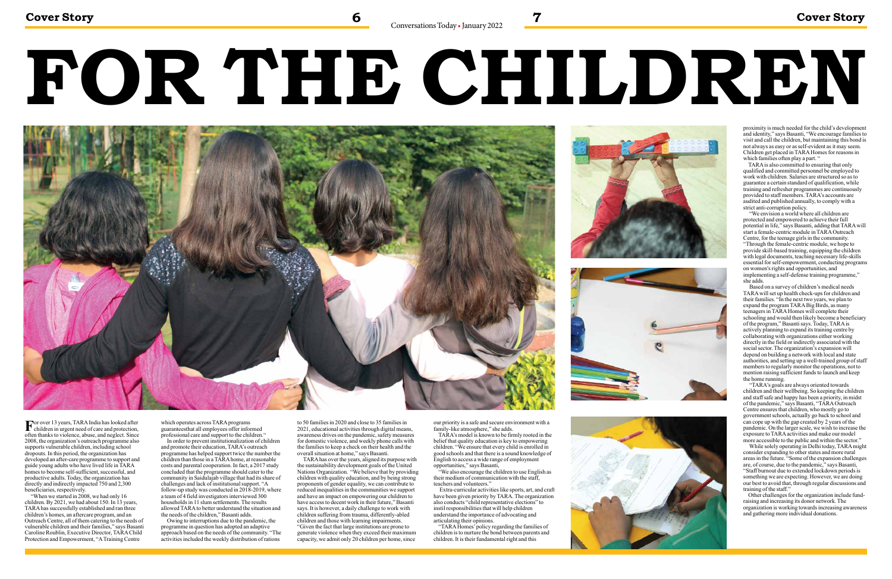# FOR THE CHILDREN

For over 13 years, TARA India has looked after children in urgent need of care and protection, often thanks to violence, abuse, and neglect. Since 2008, the organization's outreach programme also supports vulnerable children, including school dropouts. In this period, the organization has developed an after-care programme to support and guide young adults who have lived life in TARA homes to become self-sufficient, successful, and productive adults. Today, the organization has directly and indirectly impacted 750 and 2,300 beneficiaries, respectively.

"When we started in 2008, we had only 16 children. By 2021, we had about 150. In 13 years, TARA has successfully established and ran three children's homes, an aftercare program, and an Outreach Centre, all of them catering to the needs of vulnerable children and their families," says Basanti Caroline Roublin, Executive Director, TARA Child Protection and Empowerment, "A Training Centre which operates across TARA programs guaranteesthat all employees offer informed professional care and support to the children."

In order to prevent institutionalization of children and promote their education, TARA's outreach programme has helped support twice the number the children than those in a TARA home, at reasonable costs and parental cooperation. In fact, a 2017 study concluded that the programme should cater to the community in Saidulajab village that had its share of challenges and lack of institutional support. "A follow-up study was conducted in 2018-2019, where a team of 4 field investigators interviewed 300 households in 11 slum settlements. The results allowed TARA to better understand the situation and the needs of the children," Basanti adds.

Owing to interruptions due to the pandemic, the programme in question has adopted an adaptive approach based on the needs of the community. "The activities included the weekly distribution of rations to 50 families in 2020 and close to 35 families in 2021, educational activities through digital means, awareness drives on the pandemic, safety measures for domestic violence, and weekly phone calls with the families to keep a check on their health and the overall situation at home," says Basanti.

TARA has over the years, aligned its purpose with the sustainability development goals of the United Nations Organization. "We believe that by providing children with quality education, and by being strong proponents of gender equality, we can contribute to reduced inequalities in the communities we support and have an impact on empowering our children to have access to decent work in their future," Basanti says. It is however, a daily challenge to work with children suffering from trauma, differently-abled children and those with learning impairments. "Given the fact that large institutions are prone to generate violence when they exceed their maximum capacity, we admit only 20 children per home, since our priority is a safe and secure environment with a family-like atmosphere," she adds.

TARA's model is known to be firmly rooted in the belief that quality education is key to empowering children. "We ensure that every child is enrolled in good schools and that there is a sound knowledge of English to access a wide range of employment opportunities," says Basanti,

"We also encourage the children to use English as their medium of communication with the staff, teachers and volunteers."

Extra-curricular activities like sports, art, and craft have been given priority by TARA. The organization also conducts "child representative elections" to instil responsibilities that will help children understand the importance of advocating and articulating their opinions.

"TARA Homes' policy regarding the families of children is to nurture the bond between parents and children. It is their fundamental right and this proximity is much needed for the child's development and identity," says Basanti, "We encourage families to visit and call the children, but maintaining this bond is not always as easy or as self-evident as it may seem. Children get placed in TARA Homes for reasons in which families often play a part. "

TARA is also committed to ensuring that only qualified and committed personnel be employed to work with children. Salaries are structured so as to guarantee a certain standard of qualification, while training and refresher programmes are continuously provided to staff members. TARA's accounts are audited and published annually, to comply with a strict anti-corruption policy.

"We envision a world where all children are protected and empowered to achieve their full potential in life," says Basanti, adding that TARA will start a female-centric module in TARA Outreach Centre, for the teenage girls in the community. "Through the female-centric module, we hope to provide skill-based training, equipping the children with legal documents, teaching necessary life-skills essential for self-empowerment, conducting programs on women's rights and opportunities, and implementing a self-defense training programme," she adds.

Based on a survey of children's medical needs TARA will set up health check-ups for children and their families. "In the next two years, we plan to expand the program TARA Big Birds, as many teenagers in TARA Homes will complete their schooling and would then likely become a beneficiary of the program," Basanti says. Today, TARA is actively planning to expand its training centre by collaborating with organizations either working directly in the field or indirectly associated with the social sector. The organization's expansion will depend on building a network with local and state authorities, and setting up a well-trained group of staff members to regularly monitor the operations, not to mention raising sufficient funds to launch and keep the home running.

"TARA's goals are always oriented towards children and their wellbeing. So keeping the children and staff safe and happy has been a priority, in midst of the pandemic," says Basanti, "TARA Outreach Centre ensures that children, who mostly go to government schools, actually go back to school and can cope up with the gap created by 2 years of the pandemic. On the larger scale, we wish to increase the exposure to TARA activities and make our model more accessible to the public and within the sector."

While solely operating in Delhi today, TARA might consider expanding to other states and more rural areas in the future. "Some of the expansion challenges are, of course, due to the pandemic," says Basanti, "Staff burnout due to extended lockdown periods is something we are expecting. However, we are doing our best to avoid that, through regular discussions and training of the staff."

Other challenges for the organization include fund-raising and increasing its donor network. The organization is working towards increasing awareness and gathering more individual donations.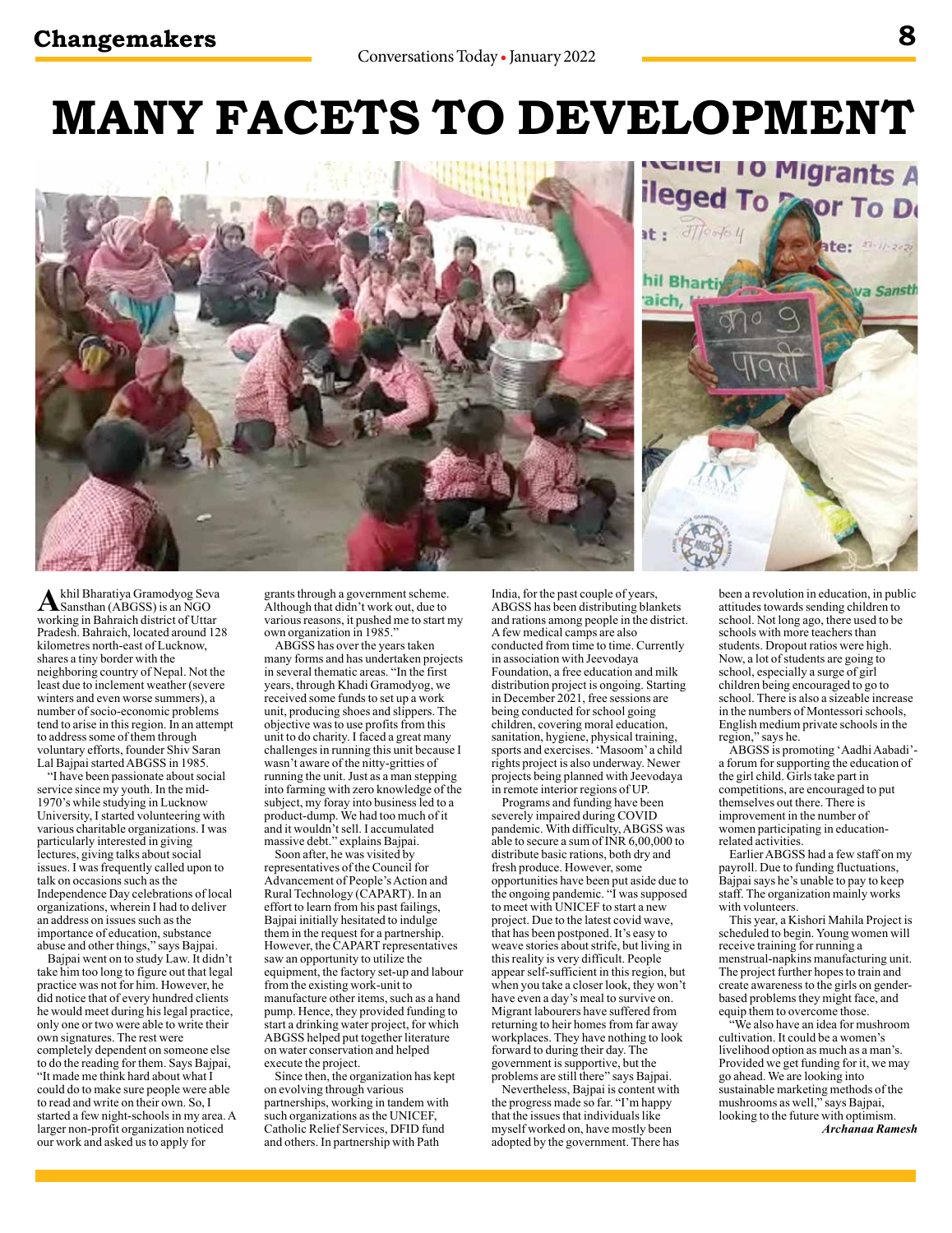# MANY FACETS TO DEVELOPMENT

Akhil Bharatiya Gramodyog Seva Sansthan (ABGSS) is an NGO working in Bahraich district of Uttar Pradesh. Bahraich, located around 128 kilometres north-east of Lucknow, shares a tiny border with the neighboring country of Nepal. Not the least due to inclement weather (severe winters and even worse summers), a number of socio-economic problems tend to arise in this region. In an attempt to address some of them through voluntary efforts, founder Shiv Saran Lal Bajpai started ABGSS in 1985.

"I have been passionate about social service since my youth. In the mid-1970's while studying in Lucknow University, I started volunteering with various charitable organizations. I was particularly interested in giving lectures, giving talks about social issues. I was frequently called upon to talk on occasions such as the Independence Day celebrations of local organizations, wherein I had to deliver an address on issues such as the importance of education, substance abuse and other things," says Bajpai.

Bajpai went on to study Law. It didn't take him too long to figure out that legal practice was not for him. However, he did notice that of every hundred clients he would meet during his legal practice, only one or two were able to write their own signatures. The rest were completely dependent on someone else to do the reading for them. Says Bajpai, "It made me think hard about what I could do to make sure people were able to read and write on their own. So, I started a few night-schools in my area. A larger non-profit organization noticed our work and asked us to apply for grants through a government scheme. Although that didn't work out, due to various reasons, it pushed me to start my own organization in 1985."

ABGSS has over the years taken many forms and has undertaken projects in several thematic areas. "In the first years, through Khadi Gramodyog, we received some funds to set up a work unit, producing shoes and slippers. The objective was to use profits from this unit to do charity. I faced a great many challenges in running this unit because I wasn't aware of the nitty-gritties of running the unit. Just as a man stepping into farming with zero knowledge of the subject, my foray into business led to a product-dump. We had too much of it and it wouldn't sell. I accumulated massive debt." explains Bajpai.

Soon after, he was visited by representatives of the Council for Advancement of People's Action and Rural Technology (CAPART). In an effort to learn from his past failings, Bajpai initially hesitated to indulge them in the request for a partnership. However, the CAPART representatives saw an opportunity to utilize the equipment, the factory set-up and labour from the existing work-unit to manufacture other items, such as a hand pump. Hence, they provided funding to start a drinking water project, for which ABGSS helped put together literature on water conservation and helped execute the project.

Since then, the organization has kept on evolving through various partnerships, working in tandem with such organizations as the UNICEF, Catholic Relief Services, DFID fund and others. In partnership with Path India, for the past couple of years, ABGSS has been distributing blankets and rations among people in the district. A few medical camps are also conducted from time to time. Currently in association with Jeevodaya Foundation, a free education and milk distribution project is ongoing. Starting in December 2021, free sessions are being conducted for school going children, covering moral education, sanitation, hygiene, physical training, sports and exercises. 'Masoom' a child rights project is also underway. Newer projects being planned with Jeevodaya in remote interior regions of UP.

Programs and funding have been severely impaired during COVID pandemic. With difficulty, ABGSS was able to secure a sum of INR 6,00,000 to distribute basic rations, both dry and fresh produce. However, some opportunities have been put aside due to the ongoing pandemic. "I was supposed to meet with UNICEF to start a new project. Due to the latest covid wave, that has been postponed. It's easy to weave stories about strife, but living in this reality is very difficult. People appear self-sufficient in this region, but when you take a closer look, they won't have even a day's meal to survive on. Migrant labourers have suffered from returning to heir homes from far away workplaces. They have nothing to look forward to during their day. The government is supportive, but the problems are still there" says Bajpai.

Nevertheless, Bajpai is content with the progress made so far. "I'm happy that the issues that individuals like myself worked on, have mostly been adopted by the government. There has been a revolution in education, in public attitudes towards sending children to school. Not long ago, there used to be schools with more teachers than students. Dropout ratios were high. Now, a lot of students are going to school, especially a surge of girl children being encouraged to go to school. There is also a sizeable increase in the numbers of Montessori schools, English medium private schools in the region," says he.

ABGSS is promoting 'Aadhi Aabadi'- a forum for supporting the education of the girl child. Girls take part in competitions, are encouraged to put themselves out there. There is improvement in the number of women participating in education-related activities.

Earlier ABGSS had a few staff on my payroll. Due to funding fluctuations, Bajpai says he's unable to pay to keep staff. The organization mainly works with volunteers.

This year, a Kishori Mahila Project is scheduled to begin. Young women will receive training for running a menstrual-napkins manufacturing unit. The project further hopes to train and create awareness to the girls on gender-based problems they might face, and equip them to overcome those.

"We also have an idea for mushroom cultivation. It could be a women's livelihood option as much as a man's. Provided we get funding for it, we may go ahead. We are looking into sustainable marketing methods of the mushrooms as well," says Bajpai, looking to the future with optimism.

***Archanaa Ramesh***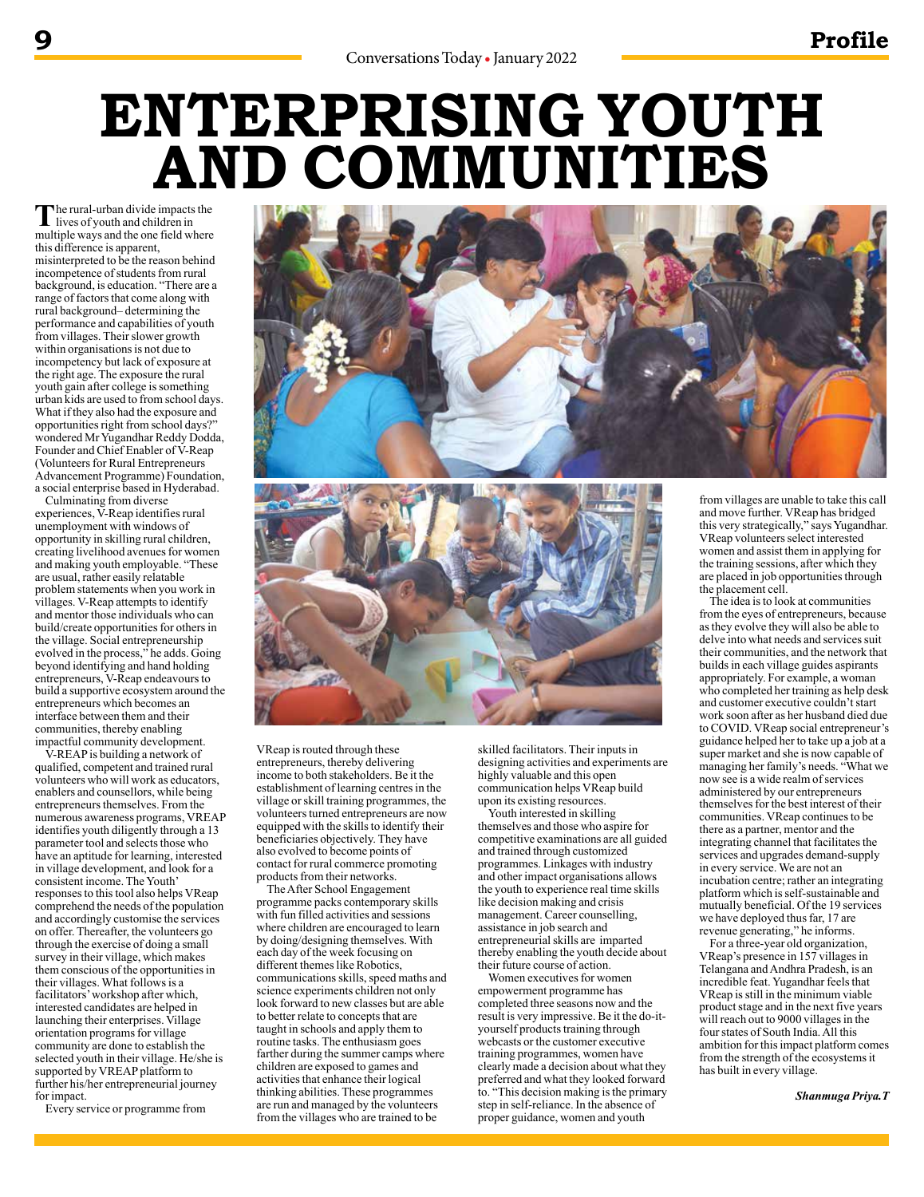# ENTERPRISING YOUTH AND COMMUNITIES

The rural-urban divide impacts the lives of youth and children in multiple ways and the one field where this difference is apparent, misinterpreted to be the reason behind incompetence of students from rural background, is education. "There are a range of factors that come along with rural background– determining the performance and capabilities of youth from villages. Their slower growth within organisations is not due to incompetency but lack of exposure at the right age. The exposure the rural youth gain after college is something urban kids are used to from school days. What if they also had the exposure and opportunities right from school days?" wondered Mr Yugandhar Reddy Dodda, Founder and Chief Enabler of V-Reap (Volunteers for Rural Entrepreneurs Advancement Programme) Foundation, a social enterprise based in Hyderabad.

Culminating from diverse experiences, V-Reap identifies rural unemployment with windows of opportunity in skilling rural children, creating livelihood avenues for women and making youth employable. "These are usual, rather easily relatable problem statements when you work in villages. V-Reap attempts to identify and mentor those individuals who can build/create opportunities for others in the village. Social entrepreneurship evolved in the process," he adds. Going beyond identifying and hand holding entrepreneurs, V-Reap endeavours to build a supportive ecosystem around the entrepreneurs which becomes an interface between them and their communities, thereby enabling impactful community development.

V-REAP is building a network of qualified, competent and trained rural volunteers who will work as educators, enablers and counsellors, while being entrepreneurs themselves. From the numerous awareness programs, VREAP identifies youth diligently through a 13 parameter tool and selects those who have an aptitude for learning, interested in village development, and look for a consistent income. The Youth' responses to this tool also helps VReap comprehend the needs of the population and accordingly customise the services on offer. Thereafter, the volunteers go through the exercise of doing a small survey in their village, which makes them conscious of the opportunities in their villages. What follows is a facilitators' workshop after which, interested candidates are helped in launching their enterprises. Village orientation programs for village community are done to establish the selected youth in their village. He/she is supported by VREAP platform to further his/her entrepreneurial journey for impact.

Every service or programme from VReap is routed through these entrepreneurs, thereby delivering income to both stakeholders. Be it the establishment of learning centres in the village or skill training programmes, the volunteers turned entrepreneurs are now equipped with the skills to identify their beneficiaries objectively. They have also evolved to become points of contact for rural commerce promoting products from their networks.

The After School Engagement programme packs contemporary skills with fun filled activities and sessions where children are encouraged to learn by doing/designing themselves. With each day of the week focusing on different themes like Robotics, communications skills, speed maths and science experiments children not only look forward to new classes but are able to better relate to concepts that are taught in schools and apply them to routine tasks. The enthusiasm goes farther during the summer camps where children are exposed to games and activities that enhance their logical thinking abilities. These programmes are run and managed by the volunteers from the villages who are trained to be skilled facilitators. Their inputs in designing activities and experiments are highly valuable and this open communication helps VReap build upon its existing resources.

Youth interested in skilling themselves and those who aspire for competitive examinations are all guided and trained through customized programmes. Linkages with industry and other impact organisations allows the youth to experience real time skills like decision making and crisis management. Career counselling, assistance in job search and entrepreneurial skills are imparted thereby enabling the youth decide about their future course of action.

Women executives for women empowerment programme has completed three seasons now and the result is very impressive. Be it the do-it-yourself products training through webcasts or the customer executive training programmes, women have clearly made a decision about what they preferred and what they looked forward to. "This decision making is the primary step in self-reliance. In the absence of proper guidance, women and youth from villages are unable to take this call and move further. VReap has bridged this very strategically," says Yugandhar. VReap volunteers select interested women and assist them in applying for the training sessions, after which they are placed in job opportunities through the placement cell.

The idea is to look at communities from the eyes of entrepreneurs, because as they evolve they will also be able to delve into what needs and services suit their communities, and the network that builds in each village guides aspirants appropriately. For example, a woman who completed her training as help desk and customer executive couldn't start work soon after as her husband died due to COVID. VReap social entrepreneur's guidance helped her to take up a job at a super market and she is now capable of managing her family's needs. "What we now see is a wide realm of services administered by our entrepreneurs themselves for the best interest of their communities. VReap continues to be there as a partner, mentor and the integrating channel that facilitates the services and upgrades demand-supply in every service. We are not an incubation centre; rather an integrating platform which is self-sustainable and mutually beneficial. Of the 19 services we have deployed thus far, 17 are revenue generating," he informs.

For a three-year old organization, VReap's presence in 157 villages in Telangana and Andhra Pradesh, is an incredible feat. Yugandhar feels that VReap is still in the minimum viable product stage and in the next five years will reach out to 9000 villages in the four states of South India. All this ambition for this impact platform comes from the strength of the ecosystems it has built in every village.

***Shanmuga Priya.T***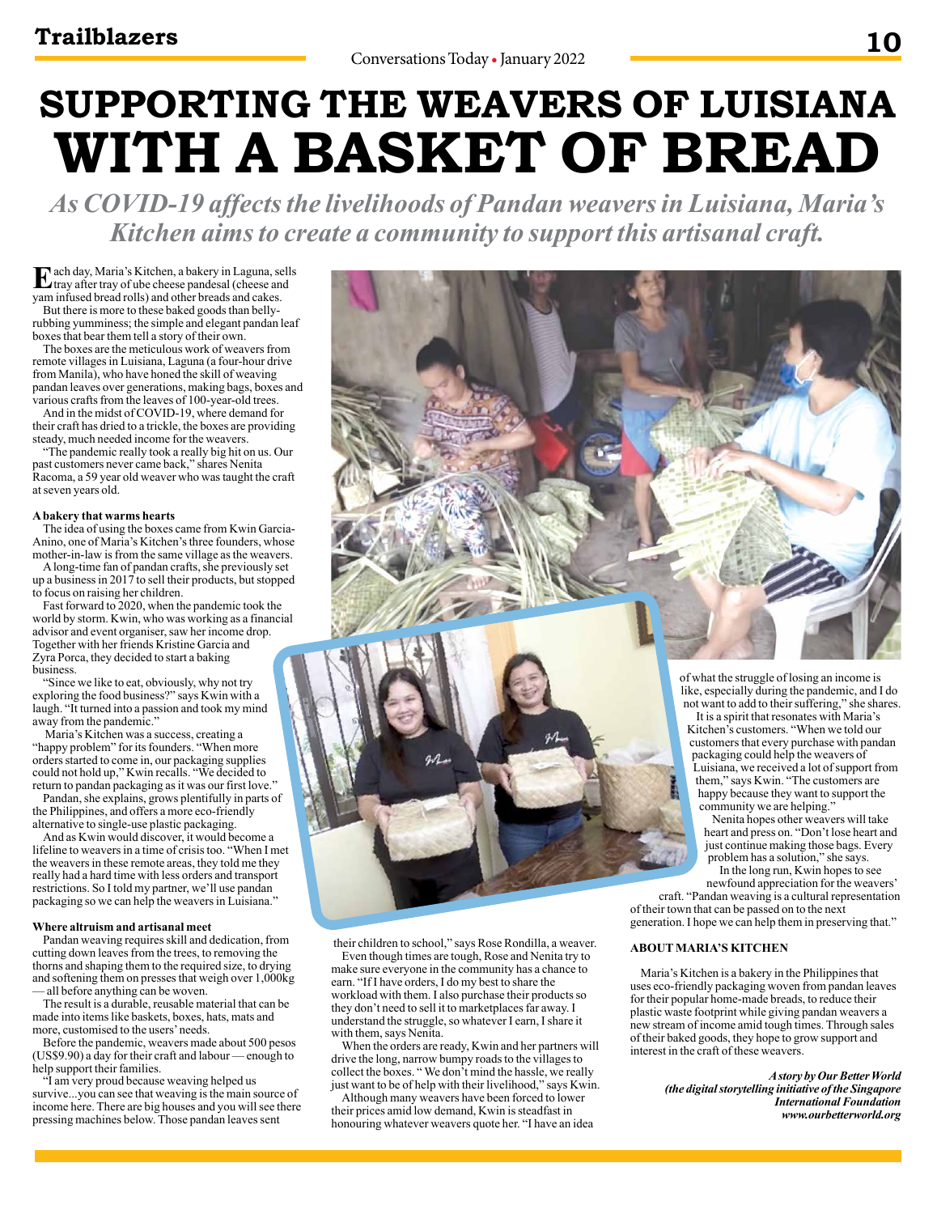# SUPPORTING THE WEAVERS OF LUISIANA WITH A BASKET OF BREAD

*As COVID-19 affects the livelihoods of Pandan weavers in Luisiana, Maria's Kitchen aims to create a community to support this artisanal craft.*

Each day, Maria's Kitchen, a bakery in Laguna, sells tray after tray of ube cheese pandesal (cheese and yam infused bread rolls) and other breads and cakes.

But there is more to these baked goods than belly-rubbing yumminess; the simple and elegant pandan leaf boxes that bear them tell a story of their own.

The boxes are the meticulous work of weavers from remote villages in Luisiana, Laguna (a four-hour drive from Manila), who have honed the skill of weaving pandan leaves over generations, making bags, boxes and various crafts from the leaves of 100-year-old trees.

And in the midst of COVID-19, where demand for their craft has dried to a trickle, the boxes are providing steady, much needed income for the weavers.

"The pandemic really took a really big hit on us. Our past customers never came back," shares Nenita Racoma, a 59 year old weaver who was taught the craft at seven years old.

**A bakery that warms hearts**

The idea of using the boxes came from Kwin Garcia-Anino, one of Maria's Kitchen's three founders, whose mother-in-law is from the same village as the weavers.

A long-time fan of pandan crafts, she previously set up a business in 2017 to sell their products, but stopped to focus on raising her children.

Fast forward to 2020, when the pandemic took the world by storm. Kwin, who was working as a financial advisor and event organiser, saw her income drop. Together with her friends Kristine Garcia and Zyra Porca, they decided to start a baking business.

"Since we like to eat, obviously, why not try exploring the food business?" says Kwin with a laugh. "It turned into a passion and took my mind away from the pandemic."

Maria's Kitchen was a success, creating a "happy problem" for its founders. "When more orders started to come in, our packaging supplies could not hold up," Kwin recalls. "We decided to return to pandan packaging as it was our first love."

Pandan, she explains, grows plentifully in parts of the Philippines, and offers a more eco-friendly alternative to single-use plastic packaging.

And as Kwin would discover, it would become a lifeline to weavers in a time of crisis too. "When I met the weavers in these remote areas, they told me they really had a hard time with less orders and transport restrictions. So I told my partner, we'll use pandan packaging so we can help the weavers in Luisiana."

**Where altruism and artisanal meet**

Pandan weaving requires skill and dedication, from cutting down leaves from the trees, to removing the thorns and shaping them to the required size, to drying and softening them on presses that weigh over 1,000kg — all before anything can be woven.

The result is a durable, reusable material that can be made into items like baskets, boxes, hats, mats and more, customised to the users' needs.

Before the pandemic, weavers made about 500 pesos (US$9.90) a day for their craft and labour — enough to help support their families.

"I am very proud because weaving helped us survive...you can see that weaving is the main source of income here. There are big houses and you will see there pressing machines below. Those pandan leaves sent their children to school," says Rose Rondilla, a weaver.

Even though times are tough, Rose and Nenita try to make sure everyone in the community has a chance to earn. "If I have orders, I do my best to share the workload with them. I also purchase their products so they don't need to sell it to marketplaces far away. I understand the struggle, so whatever I earn, I share it with them, says Nenita.

When the orders are ready, Kwin and her partners will drive the long, narrow bumpy roads to the villages to collect the boxes. " We don't mind the hassle, we really just want to be of help with their livelihood," says Kwin.

Although many weavers have been forced to lower their prices amid low demand, Kwin is steadfast in honouring whatever weavers quote her. "I have an idea of what the struggle of losing an income is like, especially during the pandemic, and I do not want to add to their suffering," she shares.

It is a spirit that resonates with Maria's Kitchen's customers. "When we told our customers that every purchase with pandan packaging could help the weavers of Luisiana, we received a lot of support from them," says Kwin. "The customers are happy because they want to support the community we are helping."

Nenita hopes other weavers will take heart and press on. "Don't lose heart and just continue making those bags. Every problem has a solution," she says.

In the long run, Kwin hopes to see newfound appreciation for the weavers' craft. "Pandan weaving is a cultural representation of their town that can be passed on to the next generation. I hope we can help them in preserving that."

**ABOUT MARIA'S KITCHEN**

Maria's Kitchen is a bakery in the Philippines that uses eco-friendly packaging woven from pandan leaves for their popular home-made breads, to reduce their plastic waste footprint while giving pandan weavers a new stream of income amid tough times. Through sales of their baked goods, they hope to grow support and interest in the craft of these weavers.

*A story by Our Better World (the digital storytelling initiative of the Singapore International Foundation www.ourbetterworld.org*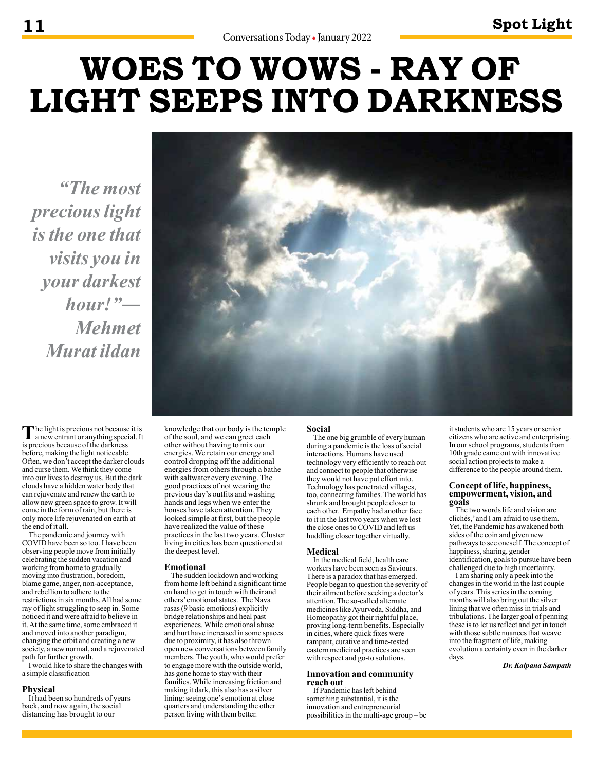# WOES TO WOWS - RAY OF LIGHT SEEPS INTO DARKNESS

*"The most precious light is the one that visits you in your darkest hour!"— Mehmet Murat ildan*

The light is precious not because it is a new entrant or anything special. It is precious because of the darkness before, making the light noticeable. Often, we don't accept the darker clouds and curse them. We think they come into our lives to destroy us. But the dark clouds have a hidden water body that can rejuvenate and renew the earth to allow new green space to grow. It will come in the form of rain, but there is only more life rejuvenated on earth at the end of it all.

The pandemic and journey with COVID have been so too. I have been observing people move from initially celebrating the sudden vacation and working from home to gradually moving into frustration, boredom, blame game, anger, non-acceptance, and rebellion to adhere to the restrictions in six months. All had some ray of light struggling to seep in. Some noticed it and were afraid to believe in it. At the same time, some embraced it and moved into another paradigm, changing the orbit and creating a new society, a new normal, and a rejuvenated path for further growth.

I would like to share the changes with a simple classification –

## Physical

It had been so hundreds of years back, and now again, the social distancing has brought to our knowledge that our body is the temple of the soul, and we can greet each other without having to mix our energies. We retain our energy and control dropping off the additional energies from others through a bathe with saltwater every evening. The good practices of not wearing the previous day's outfits and washing hands and legs when we enter the houses have taken attention. They looked simple at first, but the people have realized the value of these practices in the last two years. Cluster living in cities has been questioned at the deepest level.

## Emotional

The sudden lockdown and working from home left behind a significant time on hand to get in touch with their and others' emotional states. The Nava rasas (9 basic emotions) explicitly bridge relationships and heal past experiences. While emotional abuse and hurt have increased in some spaces due to proximity, it has also thrown open new conversations between family members. The youth, who would prefer to engage more with the outside world, has gone home to stay with their families. While increasing friction and making it dark, this also has a silver lining: seeing one's emotion at close quarters and understanding the other person living with them better.

## Social

The one big grumble of every human during a pandemic is the loss of social interactions. Humans have used technology very efficiently to reach out and connect to people that otherwise they would not have put effort into. Technology has penetrated villages, too, connecting families. The world has shrunk and brought people closer to each other. Empathy had another face to it in the last two years when we lost the close ones to COVID and left us huddling closer together virtually.

## Medical

In the medical field, health care workers have been seen as Saviours. There is a paradox that has emerged. People began to question the severity of their ailment before seeking a doctor's attention. The so-called alternate medicines like Ayurveda, Siddha, and Homeopathy got their rightful place, proving long-term benefits. Especially in cities, where quick fixes were rampant, curative and time-tested eastern medicinal practices are seen with respect and go-to solutions.

## Innovation and community reach out

If Pandemic has left behind something substantial, it is the innovation and entrepreneurial possibilities in the multi-age group – be it students who are 15 years or senior citizens who are active and enterprising. In our school programs, students from 10th grade came out with innovative social action projects to make a difference to the people around them.

## Concept of life, happiness, empowerment, vision, and goals

The two words life and vision are clichés,' and I am afraid to use them. Yet, the Pandemic has awakened both sides of the coin and given new pathways to see oneself. The concept of happiness, sharing, gender identification, goals to pursue have been challenged due to high uncertainty.

I am sharing only a peek into the changes in the world in the last couple of years. This series in the coming months will also bring out the silver lining that we often miss in trials and tribulations. The larger goal of penning these is to let us reflect and get in touch with those subtle nuances that weave into the fragment of life, making evolution a certainty even in the darker days.

***Dr. Kalpana Sampath***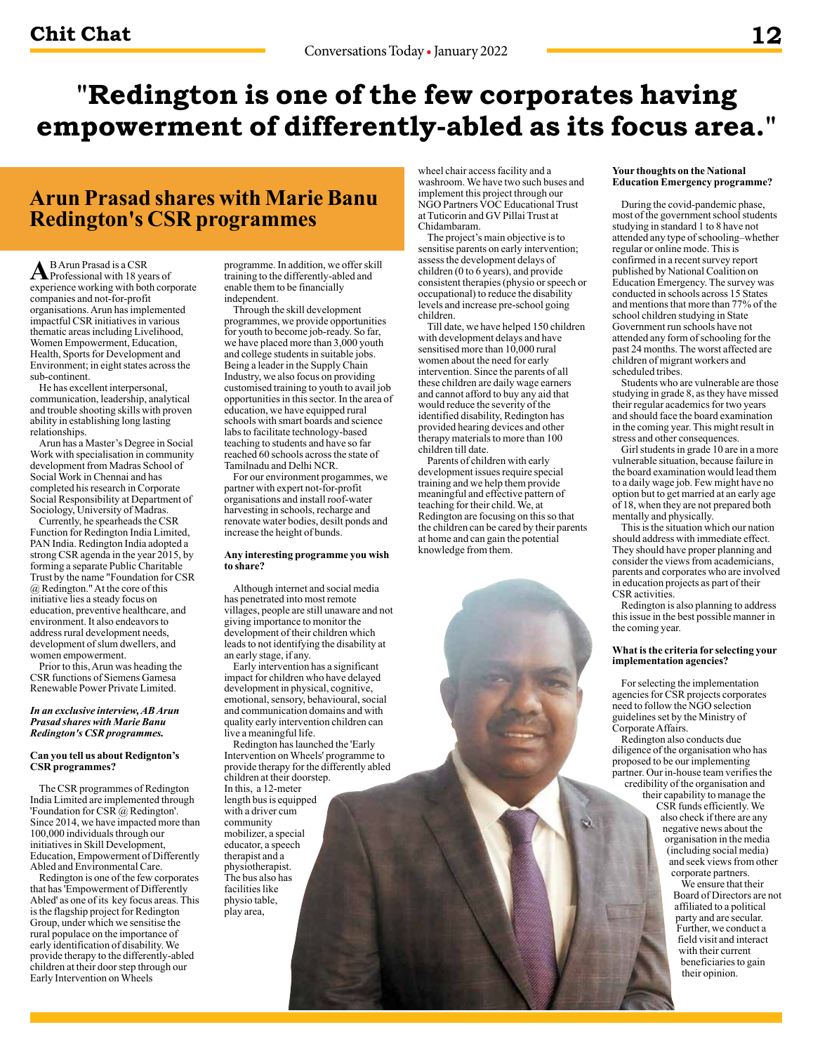# "Redington is one of the few corporates having empowerment of differently-abled as its focus area."

## Arun Prasad shares with Marie Banu Redington's CSR programmes

AB Arun Prasad is a CSR Professional with 18 years of experience working with both corporate companies and not-for-profit organisations. Arun has implemented impactful CSR initiatives in various thematic areas including Livelihood, Women Empowerment, Education, Health, Sports for Development and Environment; in eight states across the sub-continent.

He has excellent interpersonal, communication, leadership, analytical and trouble shooting skills with proven ability in establishing long lasting relationships.

Arun has a Master's Degree in Social Work with specialisation in community development from Madras School of Social Work in Chennai and has completed his research in Corporate Social Responsibility at Department of Sociology, University of Madras.

Currently, he spearheads the CSR Function for Redington India Limited, PAN India. Redington India adopted a strong CSR agenda in the year 2015, by forming a separate Public Charitable Trust by the name "Foundation for CSR @ Redington." At the core of this initiative lies a steady focus on education, preventive healthcare, and environment. It also endeavors to address rural development needs, development of slum dwellers, and women empowerment.

Prior to this, Arun was heading the CSR functions of Siemens Gamesa Renewable Power Private Limited.

***In an exclusive interview, AB Arun Prasad shares with Marie Banu Redington's CSR programmes.***

**Can you tell us about Redignton's CSR programmes?**

The CSR programmes of Redington India Limited are implemented through 'Foundation for CSR @ Redington'. Since 2014, we have impacted more than 100,000 individuals through our initiatives in Skill Development, Education, Empowerment of Differently Abled and Environmental Care.

Redington is one of the few corporates that has 'Empowerment of Differently Abled' as one of its key focus areas. This is the flagship project for Redington Group, under which we sensitise the rural populace on the importance of early identification of disability. We provide therapy to the differently-abled children at their door step through our Early Intervention on Wheels programme. In addition, we offer skill training to the differently-abled and enable them to be financially independent.

Through the skill development programmes, we provide opportunities for youth to become job-ready. So far, we have placed more than 3,000 youth and college students in suitable jobs. Being a leader in the Supply Chain Industry, we also focus on providing customised training to youth to avail job opportunities in this sector. In the area of education, we have equipped rural schools with smart boards and science labs to facilitate technology-based teaching to students and have so far reached 60 schools across the state of Tamilnadu and Delhi NCR.

For our environment progammes, we partner with expert not-for-profit organisations and install roof-water harvesting in schools, recharge and renovate water bodies, desilt ponds and increase the height of bunds.

**Any interesting programme you wish to share?**

Although internet and social media has penetrated into most remote villages, people are still unaware and not giving importance to monitor the development of their children which leads to not identifying the disability at an early stage, if any.

Early intervention has a significant impact for children who have delayed development in physical, cognitive, emotional, sensory, behavioural, social and communication domains and with quality early intervention children can live a meaningful life.

Redington has launched the 'Early Intervention on Wheels' programme to provide therapy for the differently abled children at their doorstep. In this, a 12-meter length bus is equipped with a driver cum community mobilizer, a special educator, a speech therapist and a physiotherapist. The bus also has facilities like physio table, play area, wheel chair access facility and a washroom. We have two such buses and implement this project through our NGO Partners VOC Educational Trust at Tuticorin and GV Pillai Trust at Chidambaram.

The project's main objective is to sensitise parents on early intervention; assess the development delays of children (0 to 6 years), and provide consistent therapies (physio or speech or occupational) to reduce the disability levels and increase pre-school going children.

Till date, we have helped 150 children with development delays and have sensitised more than 10,000 rural women about the need for early intervention. Since the parents of all these children are daily wage earners and cannot afford to buy any aid that would reduce the severity of the identified disability, Redington has provided hearing devices and other therapy materials to more than 100 children till date.

Parents of children with early development issues require special training and we help them provide meaningful and effective pattern of teaching for their child. We, at Redington are focusing on this so that the children can be cared by their parents at home and can gain the potential knowledge from them.

**Your thoughts on the National Education Emergency programme?**

During the covid-pandemic phase, most of the government school students studying in standard 1 to 8 have not attended any type of schooling–whether regular or online mode. This is confirmed in a recent survey report published by National Coalition on Education Emergency. The survey was conducted in schools across 15 States and mentions that more than 77% of the school children studying in State Government run schools have not attended any form of schooling for the past 24 months. The worst affected are children of migrant workers and scheduled tribes.

Students who are vulnerable are those studying in grade 8, as they have missed their regular academics for two years and should face the board examination in the coming year. This might result in stress and other consequences.

Girl students in grade 10 are in a more vulnerable situation, because failure in the board examination would lead them to a daily wage job. Few might have no option but to get married at an early age of 18, when they are not prepared both mentally and physically.

This is the situation which our nation should address with immediate effect. They should have proper planning and consider the views from academicians, parents and corporates who are involved in education projects as part of their CSR activities.

Redington is also planning to address this issue in the best possible manner in the coming year.

**What is the criteria for selecting your implementation agencies?**

For selecting the implementation agencies for CSR projects corporates need to follow the NGO selection guidelines set by the Ministry of Corporate Affairs.

Redington also conducts due diligence of the organisation who has proposed to be our implementing partner. Our in-house team verifies the credibility of the organisation and their capability to manage the CSR funds efficiently. We also check if there are any negative news about the organisation in the media (including social media) and seek views from other corporate partners.

We ensure that their Board of Directors are not affiliated to a political party and are secular. Further, we conduct a field visit and interact with their current beneficiaries to gain their opinion.